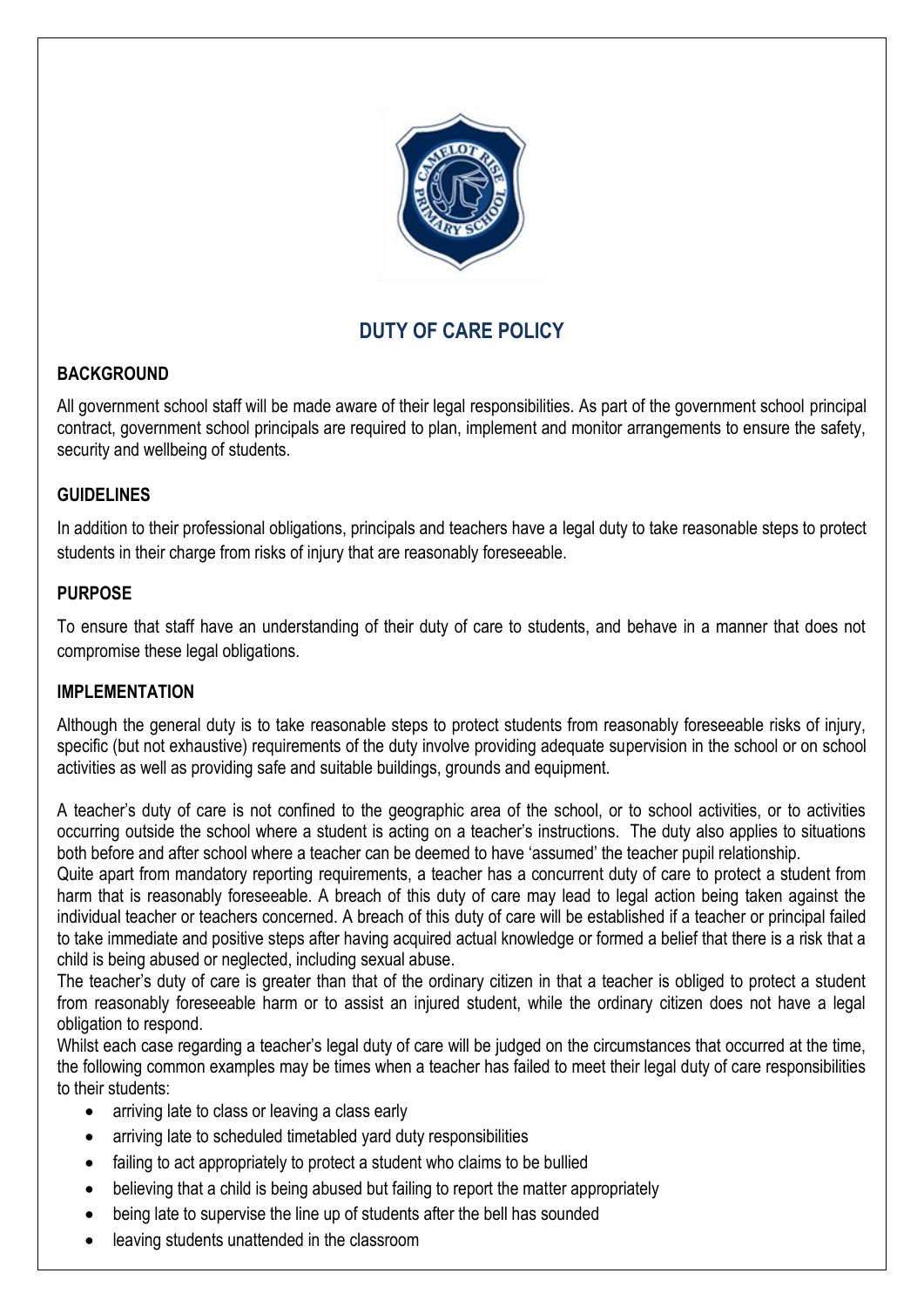# DUTY OF CARE POLICY

## BACKGROUND

All government school staff will be made aware of their legal responsibilities. As part of the government school principal contract, government school principals are required to plan, implement and monitor arrangements to ensure the safety, security and wellbeing of students.

## GUIDELINES

In addition to their professional obligations, principals and teachers have a legal duty to take reasonable steps to protect students in their charge from risks of injury that are reasonably foreseeable.

## PURPOSE

To ensure that staff have an understanding of their duty of care to students, and behave in a manner that does not compromise these legal obligations.

## IMPLEMENTATION

Although the general duty is to take reasonable steps to protect students from reasonably foreseeable risks of injury, specific (but not exhaustive) requirements of the duty involve providing adequate supervision in the school or on school activities as well as providing safe and suitable buildings, grounds and equipment.

A teacher's duty of care is not confined to the geographic area of the school, or to school activities, or to activities occurring outside the school where a student is acting on a teacher's instructions. The duty also applies to situations both before and after school where a teacher can be deemed to have 'assumed' the teacher pupil relationship.

Quite apart from mandatory reporting requirements, a teacher has a concurrent duty of care to protect a student from harm that is reasonably foreseeable. A breach of this duty of care may lead to legal action being taken against the individual teacher or teachers concerned. A breach of this duty of care will be established if a teacher or principal failed to take immediate and positive steps after having acquired actual knowledge or formed a belief that there is a risk that a child is being abused or neglected, including sexual abuse.

The teacher's duty of care is greater than that of the ordinary citizen in that a teacher is obliged to protect a student from reasonably foreseeable harm or to assist an injured student, while the ordinary citizen does not have a legal obligation to respond.

Whilst each case regarding a teacher's legal duty of care will be judged on the circumstances that occurred at the time, the following common examples may be times when a teacher has failed to meet their legal duty of care responsibilities to their students:

- arriving late to class or leaving a class early
- arriving late to scheduled timetabled yard duty responsibilities
- failing to act appropriately to protect a student who claims to be bullied
- believing that a child is being abused but failing to report the matter appropriately
- being late to supervise the line up of students after the bell has sounded
- leaving students unattended in the classroom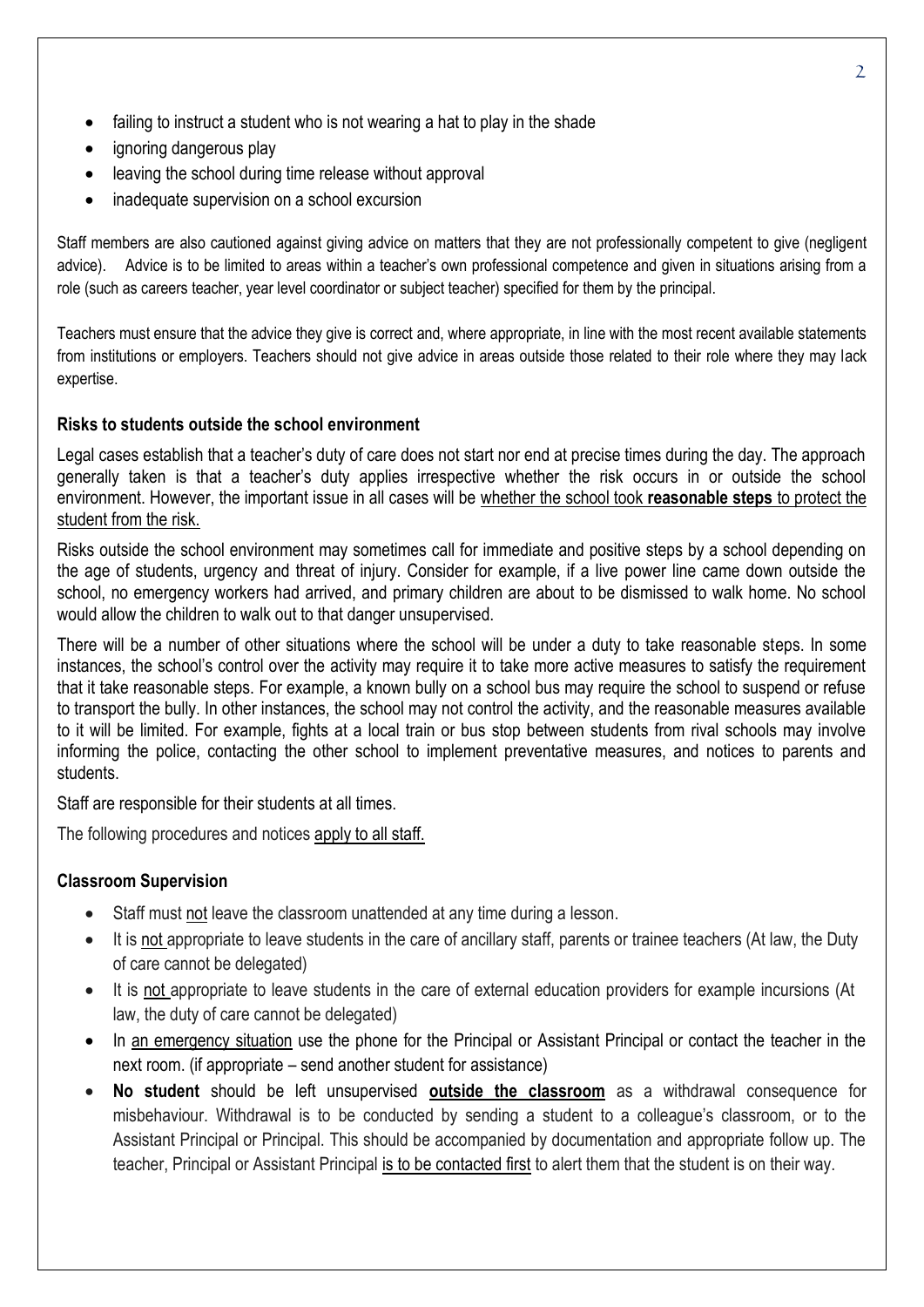- failing to instruct a student who is not wearing a hat to play in the shade
- ignoring dangerous play
- leaving the school during time release without approval
- inadequate supervision on a school excursion

Staff members are also cautioned against giving advice on matters that they are not professionally competent to give (negligent advice). Advice is to be limited to areas within a teacher's own professional competence and given in situations arising from a role (such as careers teacher, year level coordinator or subject teacher) specified for them by the principal.

Teachers must ensure that the advice they give is correct and, where appropriate, in line with the most recent available statements from institutions or employers. Teachers should not give advice in areas outside those related to their role where they may lack expertise.

### Risks to students outside the school environment

Legal cases establish that a teacher's duty of care does not start nor end at precise times during the day. The approach generally taken is that a teacher's duty applies irrespective whether the risk occurs in or outside the school environment. However, the important issue in all cases will be <u>whether the school took **reasonable steps** to protect the student from the risk.</u>

Risks outside the school environment may sometimes call for immediate and positive steps by a school depending on the age of students, urgency and threat of injury. Consider for example, if a live power line came down outside the school, no emergency workers had arrived, and primary children are about to be dismissed to walk home. No school would allow the children to walk out to that danger unsupervised.

There will be a number of other situations where the school will be under a duty to take reasonable steps. In some instances, the school's control over the activity may require it to take more active measures to satisfy the requirement that it take reasonable steps. For example, a known bully on a school bus may require the school to suspend or refuse to transport the bully. In other instances, the school may not control the activity, and the reasonable measures available to it will be limited. For example, fights at a local train or bus stop between students from rival schools may involve informing the police, contacting the other school to implement preventative measures, and notices to parents and students.

Staff are responsible for their students at all times.

The following procedures and notices <u>apply to all staff.</u>

### Classroom Supervision

- Staff must <u>not</u> leave the classroom unattended at any time during a lesson.
- It is <u>not</u> appropriate to leave students in the care of ancillary staff, parents or trainee teachers (At law, the Duty of care cannot be delegated)
- It is <u>not</u> appropriate to leave students in the care of external education providers for example incursions (At law, the duty of care cannot be delegated)
- In <u>an emergency situation</u> use the phone for the Principal or Assistant Principal or contact the teacher in the next room. (if appropriate – send another student for assistance)
- **No student** should be left unsupervised **<u>outside the classroom</u>** as a withdrawal consequence for misbehaviour. Withdrawal is to be conducted by sending a student to a colleague's classroom, or to the Assistant Principal or Principal. This should be accompanied by documentation and appropriate follow up. The teacher, Principal or Assistant Principal <u>is to be contacted first</u> to alert them that the student is on their way.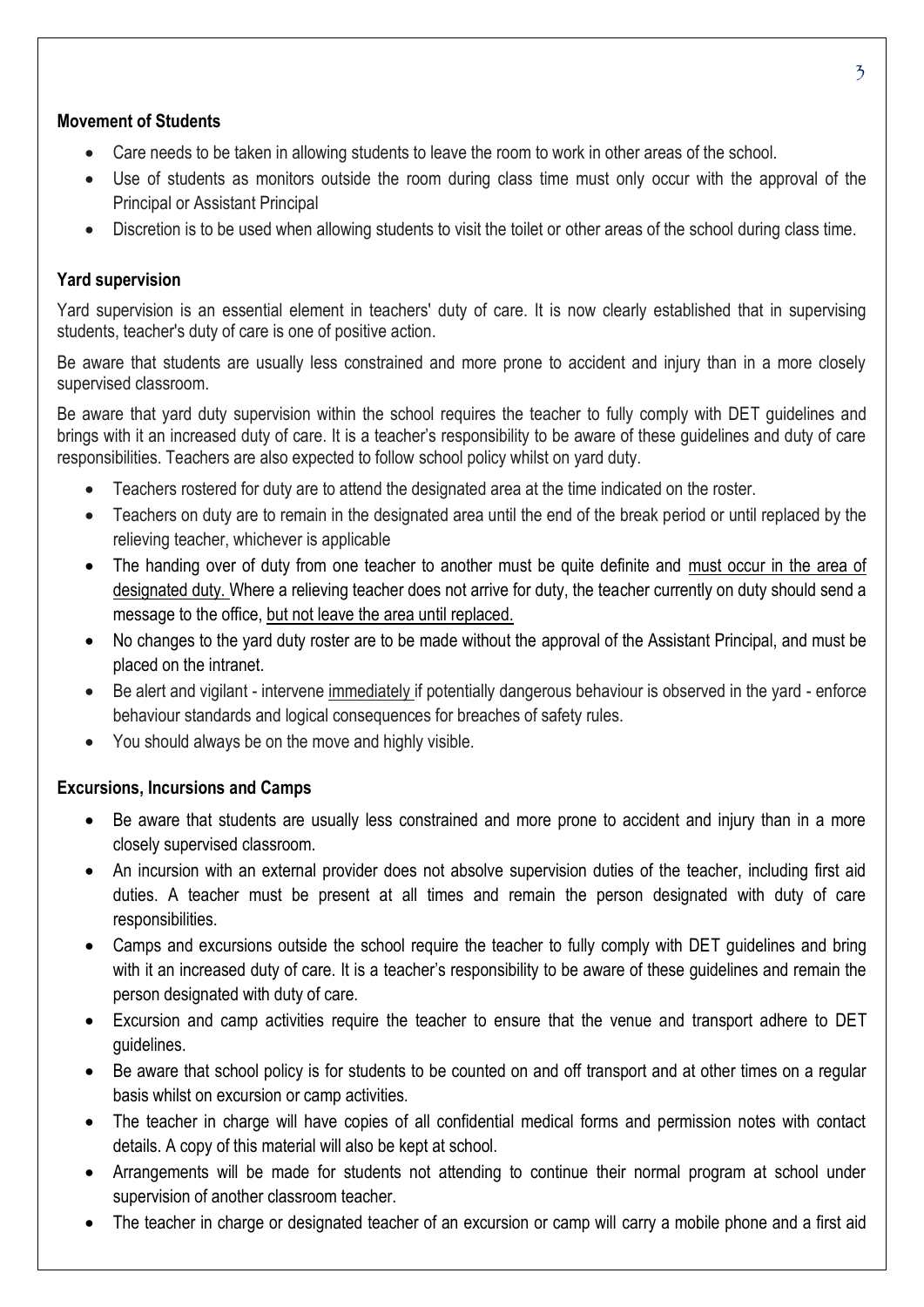**Movement of Students**

- Care needs to be taken in allowing students to leave the room to work in other areas of the school.
- Use of students as monitors outside the room during class time must only occur with the approval of the Principal or Assistant Principal
- Discretion is to be used when allowing students to visit the toilet or other areas of the school during class time.

**Yard supervision**

Yard supervision is an essential element in teachers' duty of care. It is now clearly established that in supervising students, teacher's duty of care is one of positive action.

Be aware that students are usually less constrained and more prone to accident and injury than in a more closely supervised classroom.

Be aware that yard duty supervision within the school requires the teacher to fully comply with DET guidelines and brings with it an increased duty of care. It is a teacher's responsibility to be aware of these guidelines and duty of care responsibilities. Teachers are also expected to follow school policy whilst on yard duty.

- Teachers rostered for duty are to attend the designated area at the time indicated on the roster.
- Teachers on duty are to remain in the designated area until the end of the break period or until replaced by the relieving teacher, whichever is applicable
- The handing over of duty from one teacher to another must be quite definite and must occur in the area of designated duty. Where a relieving teacher does not arrive for duty, the teacher currently on duty should send a message to the office, but not leave the area until replaced.
- No changes to the yard duty roster are to be made without the approval of the Assistant Principal, and must be placed on the intranet.
- Be alert and vigilant - intervene immediately if potentially dangerous behaviour is observed in the yard - enforce behaviour standards and logical consequences for breaches of safety rules.
- You should always be on the move and highly visible.

**Excursions, Incursions and Camps**

- Be aware that students are usually less constrained and more prone to accident and injury than in a more closely supervised classroom.
- An incursion with an external provider does not absolve supervision duties of the teacher, including first aid duties. A teacher must be present at all times and remain the person designated with duty of care responsibilities.
- Camps and excursions outside the school require the teacher to fully comply with DET guidelines and bring with it an increased duty of care. It is a teacher's responsibility to be aware of these guidelines and remain the person designated with duty of care.
- Excursion and camp activities require the teacher to ensure that the venue and transport adhere to DET guidelines.
- Be aware that school policy is for students to be counted on and off transport and at other times on a regular basis whilst on excursion or camp activities.
- The teacher in charge will have copies of all confidential medical forms and permission notes with contact details. A copy of this material will also be kept at school.
- Arrangements will be made for students not attending to continue their normal program at school under supervision of another classroom teacher.
- The teacher in charge or designated teacher of an excursion or camp will carry a mobile phone and a first aid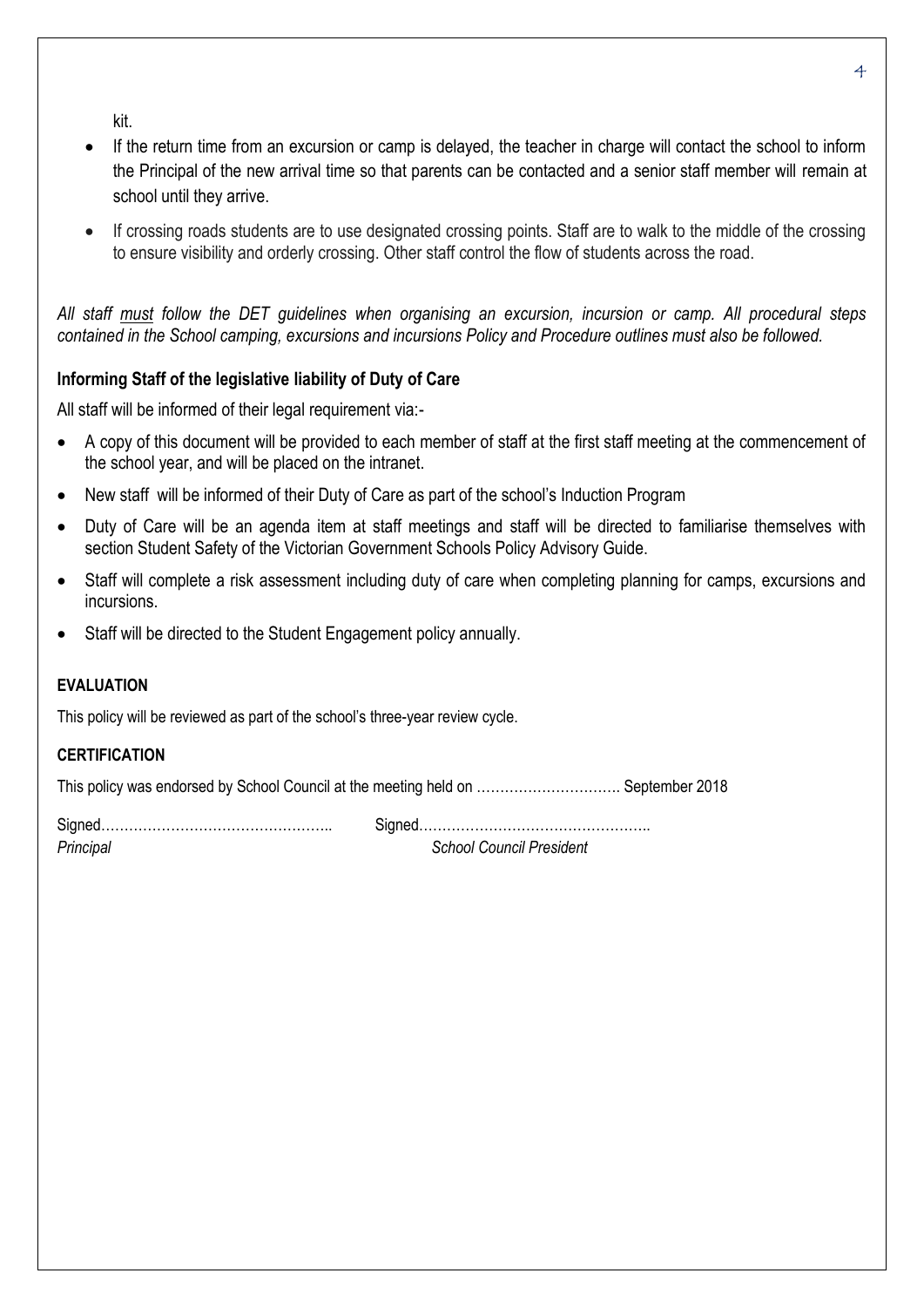kit.

- If the return time from an excursion or camp is delayed, the teacher in charge will contact the school to inform the Principal of the new arrival time so that parents can be contacted and a senior staff member will remain at school until they arrive.
- If crossing roads students are to use designated crossing points. Staff are to walk to the middle of the crossing to ensure visibility and orderly crossing. Other staff control the flow of students across the road.

*All staff <u>must</u> follow the DET guidelines when organising an excursion, incursion or camp. All procedural steps contained in the School camping, excursions and incursions Policy and Procedure outlines must also be followed.*

### Informing Staff of the legislative liability of Duty of Care

All staff will be informed of their legal requirement via:-

- A copy of this document will be provided to each member of staff at the first staff meeting at the commencement of the school year, and will be placed on the intranet.
- New staff will be informed of their Duty of Care as part of the school's Induction Program
- Duty of Care will be an agenda item at staff meetings and staff will be directed to familiarise themselves with section Student Safety of the Victorian Government Schools Policy Advisory Guide.
- Staff will complete a risk assessment including duty of care when completing planning for camps, excursions and incursions.
- Staff will be directed to the Student Engagement policy annually.

### EVALUATION

This policy will be reviewed as part of the school's three-year review cycle.

### CERTIFICATION

This policy was endorsed by School Council at the meeting held on …………………………. September 2018

Signed………………………………………….. Signed…………………………………………..
*Principal* *School Council President*